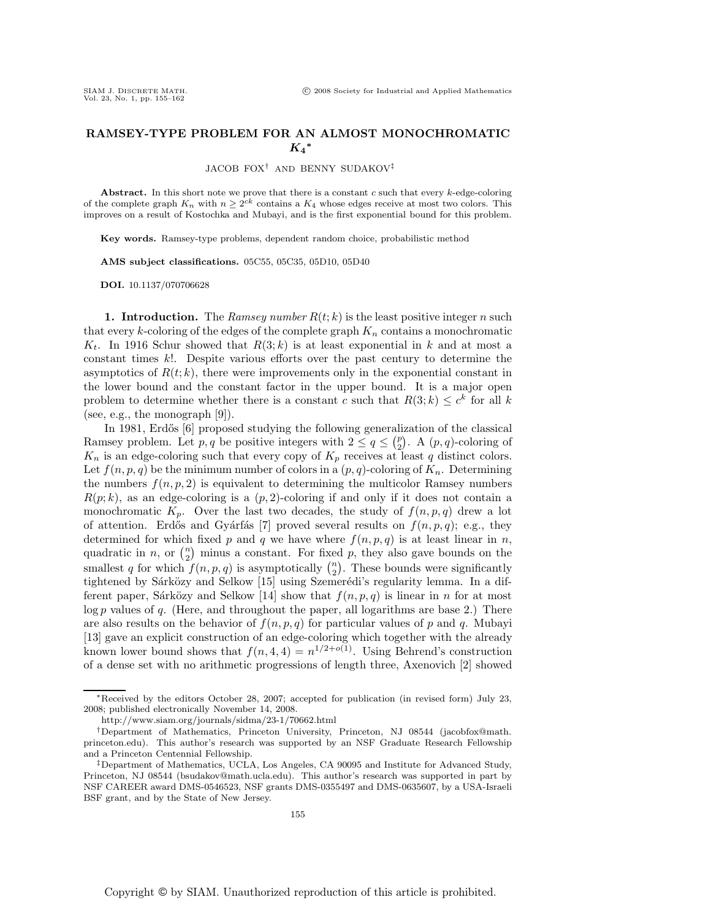# RAMSEY-TYPE PROBLEM FOR AN ALMOST MONOCHROMATIC $K_4$*

JACOB FOX† AND BENNY SUDAKOV‡

**Abstract.** In this short note we prove that there is a constant $c$ such that every $k$-edge-coloring of the complete graph $K_n$ with $n \geq 2^{ck}$ contains a $K_4$ whose edges receive at most two colors. This improves on a result of Kostochka and Mubayi, and is the first exponential bound for this problem.

**Key words.** Ramsey-type problems, dependent random choice, probabilistic method

**AMS subject classifications.** 05C55, 05C35, 05D10, 05D40

**DOI.** 10.1137/070706628

## 1. Introduction.

The *Ramsey number* $R(t; k)$ is the least positive integer $n$ such that every $k$-coloring of the edges of the complete graph $K_n$ contains a monochromatic $K_t$. In 1916 Schur showed that $R(3; k)$ is at least exponential in $k$ and at most a constant times $k!$. Despite various efforts over the past century to determine the asymptotics of $R(t; k)$, there were improvements only in the exponential constant in the lower bound and the constant factor in the upper bound. It is a major open problem to determine whether there is a constant $c$ such that $R(3; k) \leq c^k$ for all $k$ (see, e.g., the monograph [9]).

In 1981, Erdős [6] proposed studying the following generalization of the classical Ramsey problem. Let $p, q$ be positive integers with $2 \leq q \leq \binom{p}{2}$. A $(p, q)$-coloring of $K_n$ is an edge-coloring such that every copy of $K_p$ receives at least $q$ distinct colors. Let $f(n, p, q)$ be the minimum number of colors in a $(p, q)$-coloring of $K_n$. Determining the numbers $f(n, p, 2)$ is equivalent to determining the multicolor Ramsey numbers $R(p; k)$, as an edge-coloring is a $(p, 2)$-coloring if and only if it does not contain a monochromatic $K_p$. Over the last two decades, the study of $f(n, p, q)$ drew a lot of attention. Erdős and Gyárfás [7] proved several results on $f(n, p, q)$; e.g., they determined for which fixed $p$ and $q$ we have where $f(n, p, q)$ is at least linear in $n$, quadratic in $n$, or $\binom{n}{2}$ minus a constant. For fixed $p$, they also gave bounds on the smallest $q$ for which $f(n, p, q)$ is asymptotically $\binom{n}{2}$. These bounds were significantly tightened by Sárközy and Selkow [15] using Szemerédi's regularity lemma. In a different paper, Sárközy and Selkow [14] show that $f(n, p, q)$ is linear in $n$ for at most $\log p$ values of $q$. (Here, and throughout the paper, all logarithms are base 2.) There are also results on the behavior of $f(n, p, q)$ for particular values of $p$ and $q$. Mubayi [13] gave an explicit construction of an edge-coloring which together with the already known lower bound shows that $f(n, 4, 4) = n^{1/2+o(1)}$. Using Behrend's construction of a dense set with no arithmetic progressions of length three, Axenovich [2] showed

---

*Received by the editors October 28, 2007; accepted for publication (in revised form) July 23, 2008; published electronically November 14, 2008.

http://www.siam.org/journals/sidma/23-1/70662.html

†Department of Mathematics, Princeton University, Princeton, NJ 08544 (jacobfox@math.princeton.edu). This author's research was supported by an NSF Graduate Research Fellowship and a Princeton Centennial Fellowship.

‡Department of Mathematics, UCLA, Los Angeles, CA 90095 and Institute for Advanced Study, Princeton, NJ 08544 (bsudakov@math.ucla.edu). This author's research was supported in part by NSF CAREER award DMS-0546523, NSF grants DMS-0355497 and DMS-0635607, by a USA-Israeli BSF grant, and by the State of New Jersey.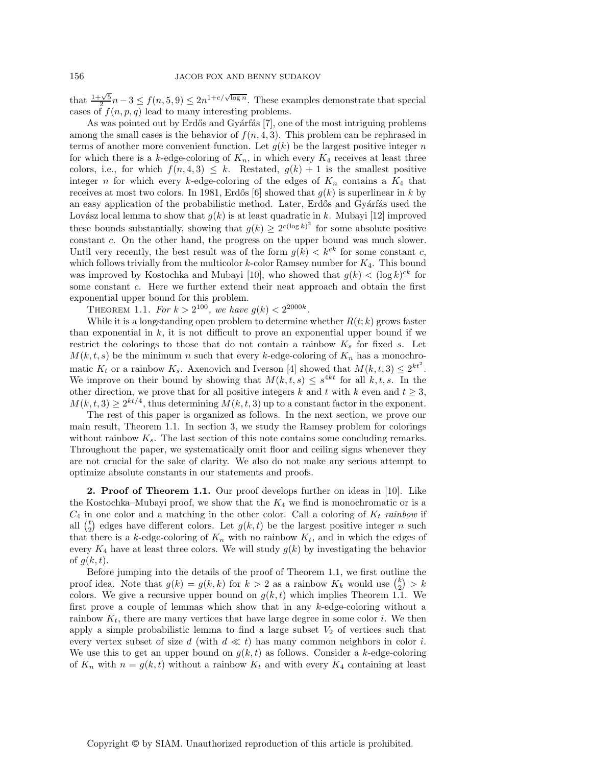that $\frac{1+\sqrt{5}}{2}n - 3 \leq f(n,5,9) \leq 2n^{1+c/\sqrt{\log n}}$. These examples demonstrate that special cases of $f(n,p,q)$ lead to many interesting problems.

As was pointed out by Erdős and Gyárfás [7], one of the most intriguing problems among the small cases is the behavior of $f(n,4,3)$. This problem can be rephrased in terms of another more convenient function. Let $g(k)$ be the largest positive integer $n$ for which there is a $k$-edge-coloring of $K_n$, in which every $K_4$ receives at least three colors, i.e., for which $f(n,4,3) \leq k$. Restated, $g(k)+1$ is the smallest positive integer $n$ for which every $k$-edge-coloring of the edges of $K_n$ contains a $K_4$ that receives at most two colors. In 1981, Erdős [6] showed that $g(k)$ is superlinear in $k$ by an easy application of the probabilistic method. Later, Erdős and Gyárfás used the Lovász local lemma to show that $g(k)$ is at least quadratic in $k$. Mubayi [12] improved these bounds substantially, showing that $g(k) \geq 2^{c(\log k)^2}$ for some absolute positive constant $c$. On the other hand, the progress on the upper bound was much slower. Until very recently, the best result was of the form $g(k) < k^{ck}$ for some constant $c$, which follows trivially from the multicolor $k$-color Ramsey number for $K_4$. This bound was improved by Kostochka and Mubayi [10], who showed that $g(k) < (\log k)^{ck}$ for some constant $c$. Here we further extend their neat approach and obtain the first exponential upper bound for this problem.

THEOREM 1.1. *For $k > 2^{100}$, we have $g(k) < 2^{2000k}$.*

While it is a longstanding open problem to determine whether $R(t;k)$ grows faster than exponential in $k$, it is not difficult to prove an exponential upper bound if we restrict the colorings to those that do not contain a rainbow $K_s$ for fixed $s$. Let $M(k,t,s)$ be the minimum $n$ such that every $k$-edge-coloring of $K_n$ has a monochromatic $K_t$ or a rainbow $K_s$. Axenovich and Iverson [4] showed that $M(k,t,3) \leq 2^{kt^2}$. We improve on their bound by showing that $M(k,t,s) \leq s^{4kt}$ for all $k,t,s$. In the other direction, we prove that for all positive integers $k$ and $t$ with $k$ even and $t \geq 3$, $M(k,t,3) \geq 2^{kt/4}$, thus determining $M(k,t,3)$ up to a constant factor in the exponent.

The rest of this paper is organized as follows. In the next section, we prove our main result, Theorem 1.1. In section 3, we study the Ramsey problem for colorings without rainbow $K_s$. The last section of this note contains some concluding remarks. Throughout the paper, we systematically omit floor and ceiling signs whenever they are not crucial for the sake of clarity. We also do not make any serious attempt to optimize absolute constants in our statements and proofs.

## 2. Proof of Theorem 1.1.

Our proof develops further on ideas in [10]. Like the Kostochka–Mubayi proof, we show that the $K_4$ we find is monochromatic or is a $C_4$ in one color and a matching in the other color. Call a coloring of $K_t$ *rainbow* if all $\binom{t}{2}$ edges have different colors. Let $g(k,t)$ be the largest positive integer $n$ such that there is a $k$-edge-coloring of $K_n$ with no rainbow $K_t$, and in which the edges of every $K_4$ have at least three colors. We will study $g(k)$ by investigating the behavior of $g(k,t)$.

Before jumping into the details of the proof of Theorem 1.1, we first outline the proof idea. Note that $g(k) = g(k,k)$ for $k > 2$ as a rainbow $K_k$ would use $\binom{k}{2} > k$ colors. We give a recursive upper bound on $g(k,t)$ which implies Theorem 1.1. We first prove a couple of lemmas which show that in any $k$-edge-coloring without a rainbow $K_t$, there are many vertices that have large degree in some color $i$. We then apply a simple probabilistic lemma to find a large subset $V_2$ of vertices such that every vertex subset of size $d$ (with $d \ll t$) has many common neighbors in color $i$. We use this to get an upper bound on $g(k,t)$ as follows. Consider a $k$-edge-coloring of $K_n$ with $n = g(k,t)$ without a rainbow $K_t$ and with every $K_4$ containing at least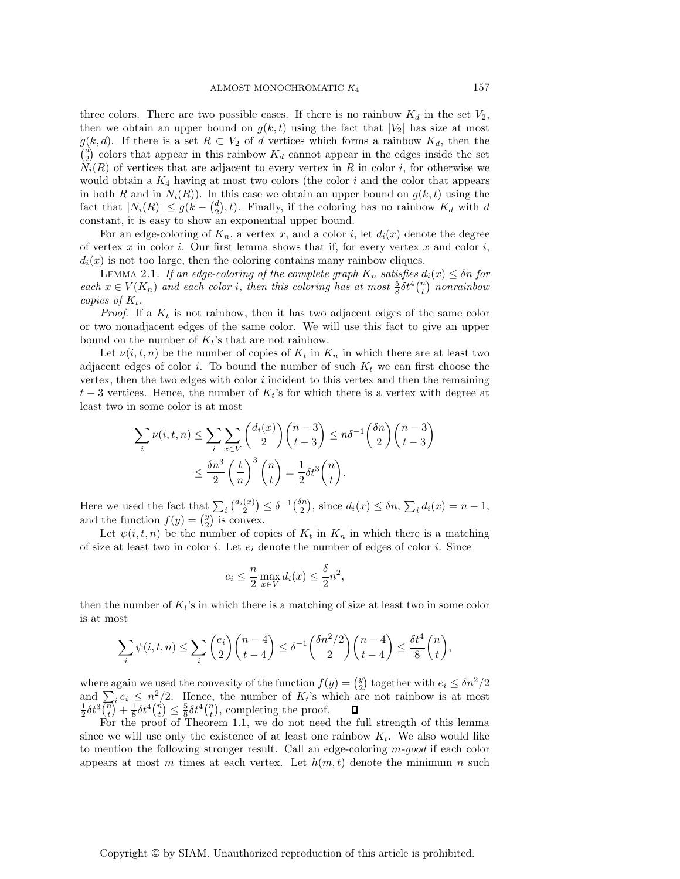three colors. There are two possible cases. If there is no rainbow $K_d$ in the set $V_2$, then we obtain an upper bound on $g(k,t)$ using the fact that $|V_2|$ has size at most $g(k,d)$. If there is a set $R \subset V_2$ of $d$ vertices which forms a rainbow $K_d$, then the $\binom{d}{2}$ colors that appear in this rainbow $K_d$ cannot appear in the edges inside the set $N_i(R)$ of vertices that are adjacent to every vertex in $R$ in color $i$, for otherwise we would obtain a $K_4$ having at most two colors (the color $i$ and the color that appears in both $R$ and in $N_i(R)$). In this case we obtain an upper bound on $g(k,t)$ using the fact that $|N_i(R)| \le g(k - \binom{d}{2}, t)$. Finally, if the coloring has no rainbow $K_d$ with $d$ constant, it is easy to show an exponential upper bound.

For an edge-coloring of $K_n$, a vertex $x$, and a color $i$, let $d_i(x)$ denote the degree of vertex $x$ in color $i$. Our first lemma shows that if, for every vertex $x$ and color $i$, $d_i(x)$ is not too large, then the coloring contains many rainbow cliques.

Lemma 2.1. *If an edge-coloring of the complete graph $K_n$ satisfies $d_i(x) \le \delta n$ for each $x \in V(K_n)$ and each color $i$, then this coloring has at most $\frac{5}{8}\delta t^4 \binom{n}{t}$ nonrainbow copies of $K_t$.*

*Proof*. If a $K_t$ is not rainbow, then it has two adjacent edges of the same color or two nonadjacent edges of the same color. We will use this fact to give an upper bound on the number of $K_t$'s that are not rainbow.

Let $\nu(i,t,n)$ be the number of copies of $K_t$ in $K_n$ in which there are at least two adjacent edges of color $i$. To bound the number of such $K_t$ we can first choose the vertex, then the two edges with color $i$ incident to this vertex and then the remaining $t-3$ vertices. Hence, the number of $K_t$'s for which there is a vertex with degree at least two in some color is at most

$$\sum_i \nu(i,t,n) \le \sum_i \sum_{x \in V} \binom{d_i(x)}{2}\binom{n-3}{t-3} \le n\delta^{-1}\binom{\delta n}{2}\binom{n-3}{t-3}$$
$$\le \frac{\delta n^3}{2}\left(\frac{t}{n}\right)^3 \binom{n}{t} = \frac{1}{2}\delta t^3 \binom{n}{t}.$$

Here we used the fact that $\sum_i \binom{d_i(x)}{2} \le \delta^{-1}\binom{\delta n}{2}$, since $d_i(x) \le \delta n$, $\sum_i d_i(x) = n-1$, and the function $f(y) = \binom{y}{2}$ is convex.

Let $\psi(i,t,n)$ be the number of copies of $K_t$ in $K_n$ in which there is a matching of size at least two in color $i$. Let $e_i$ denote the number of edges of color $i$. Since

$$e_i \le \frac{n}{2}\max_{x \in V} d_i(x) \le \frac{\delta}{2}n^2,$$

then the number of $K_t$'s in which there is a matching of size at least two in some color is at most

$$\sum_i \psi(i,t,n) \le \sum_i \binom{e_i}{2}\binom{n-4}{t-4} \le \delta^{-1}\binom{\delta n^2/2}{2}\binom{n-4}{t-4} \le \frac{\delta t^4}{8}\binom{n}{t},$$

where again we used the convexity of the function $f(y) = \binom{y}{2}$ together with $e_i \le \delta n^2/2$ and $\sum_i e_i \le n^2/2$. Hence, the number of $K_t$'s which are not rainbow is at most $\frac{1}{2}\delta t^3\binom{n}{t} + \frac{1}{8}\delta t^4\binom{n}{t} \le \frac{5}{8}\delta t^4\binom{n}{t}$, completing the proof. ∎

For the proof of Theorem 1.1, we do not need the full strength of this lemma since we will use only the existence of at least one rainbow $K_t$. We also would like to mention the following stronger result. Call an edge-coloring *$m$-good* if each color appears at most $m$ times at each vertex. Let $h(m,t)$ denote the minimum $n$ such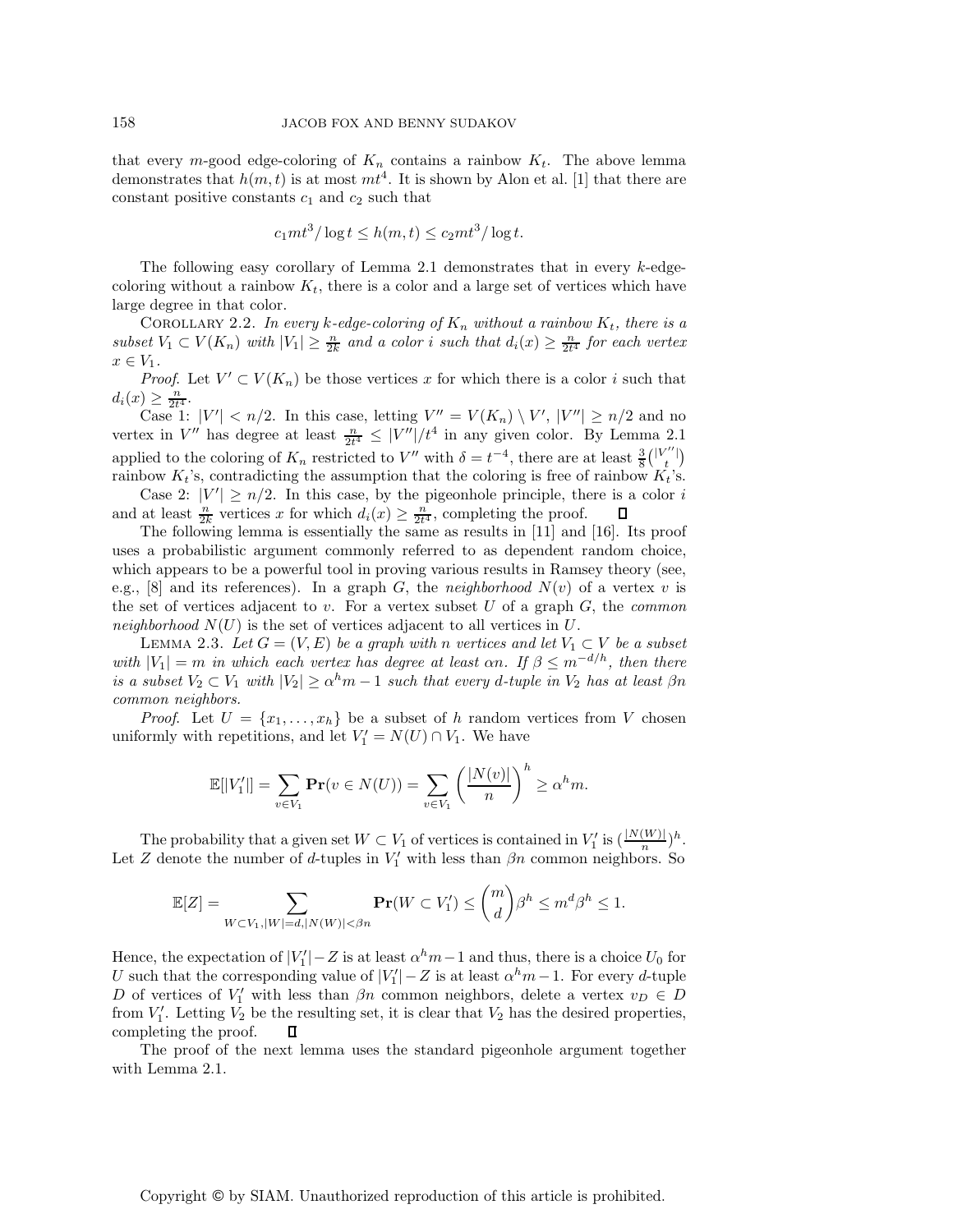that every $m$-good edge-coloring of $K_n$ contains a rainbow $K_t$. The above lemma demonstrates that $h(m,t)$ is at most $mt^4$. It is shown by Alon et al. [1] that there are constant positive constants $c_1$ and $c_2$ such that

$$c_1 mt^3/\log t \le h(m,t) \le c_2 mt^3/\log t.$$

The following easy corollary of Lemma 2.1 demonstrates that in every $k$-edge-coloring without a rainbow $K_t$, there is a color and a large set of vertices which have large degree in that color.

COROLLARY 2.2. *In every $k$-edge-coloring of $K_n$ without a rainbow $K_t$, there is a subset $V_1 \subset V(K_n)$ with $|V_1| \ge \frac{n}{2k}$ and a color $i$ such that $d_i(x) \ge \frac{n}{2t^4}$ for each vertex $x \in V_1$.*

*Proof.* Let $V' \subset V(K_n)$ be those vertices $x$ for which there is a color $i$ such that $d_i(x) \ge \frac{n}{2t^4}$.

Case 1: $|V'| < n/2$. In this case, letting $V'' = V(K_n) \setminus V'$, $|V''| \ge n/2$ and no vertex in $V''$ has degree at least $\frac{n}{2t^4} \le |V''|/t^4$ in any given color. By Lemma 2.1 applied to the coloring of $K_n$ restricted to $V''$ with $\delta = t^{-4}$, there are at least $\frac{3}{8}\binom{|V''|}{t}$ rainbow $K_t$'s, contradicting the assumption that the coloring is free of rainbow $K_t$'s.

Case 2: $|V'| \ge n/2$. In this case, by the pigeonhole principle, there is a color $i$ and at least $\frac{n}{2k}$ vertices $x$ for which $d_i(x) \ge \frac{n}{2t^4}$, completing the proof. $\square$

The following lemma is essentially the same as results in [11] and [16]. Its proof uses a probabilistic argument commonly referred to as dependent random choice, which appears to be a powerful tool in proving various results in Ramsey theory (see, e.g., [8] and its references). In a graph $G$, the *neighborhood* $N(v)$ of a vertex $v$ is the set of vertices adjacent to $v$. For a vertex subset $U$ of a graph $G$, the *common neighborhood* $N(U)$ is the set of vertices adjacent to all vertices in $U$.

LEMMA 2.3. *Let $G = (V,E)$ be a graph with $n$ vertices and let $V_1 \subset V$ be a subset with $|V_1| = m$ in which each vertex has degree at least $\alpha n$. If $\beta \le m^{-d/h}$, then there is a subset $V_2 \subset V_1$ with $|V_2| \ge \alpha^h m - 1$ such that every $d$-tuple in $V_2$ has at least $\beta n$ common neighbors.*

*Proof.* Let $U = \{x_1, \dots, x_h\}$ be a subset of $h$ random vertices from $V$ chosen uniformly with repetitions, and let $V_1' = N(U) \cap V_1$. We have

$$\mathbb{E}[|V_1'|] = \sum_{v \in V_1} \mathbf{Pr}(v \in N(U)) = \sum_{v \in V_1} \left(\frac{|N(v)|}{n}\right)^h \ge \alpha^h m.$$

The probability that a given set $W \subset V_1$ of vertices is contained in $V_1'$ is $(\frac{|N(W)|}{n})^h$. Let $Z$ denote the number of $d$-tuples in $V_1'$ with less than $\beta n$ common neighbors. So

$$\mathbb{E}[Z] = \sum_{W \subset V_1, |W| = d, |N(W)| < \beta n} \mathbf{Pr}(W \subset V_1') \le \binom{m}{d}\beta^h \le m^d \beta^h \le 1.$$

Hence, the expectation of $|V_1'| - Z$ is at least $\alpha^h m - 1$ and thus, there is a choice $U_0$ for $U$ such that the corresponding value of $|V_1'| - Z$ is at least $\alpha^h m - 1$. For every $d$-tuple $D$ of vertices of $V_1'$ with less than $\beta n$ common neighbors, delete a vertex $v_D \in D$ from $V_1'$. Letting $V_2$ be the resulting set, it is clear that $V_2$ has the desired properties, completing the proof. $\square$

The proof of the next lemma uses the standard pigeonhole argument together with Lemma 2.1.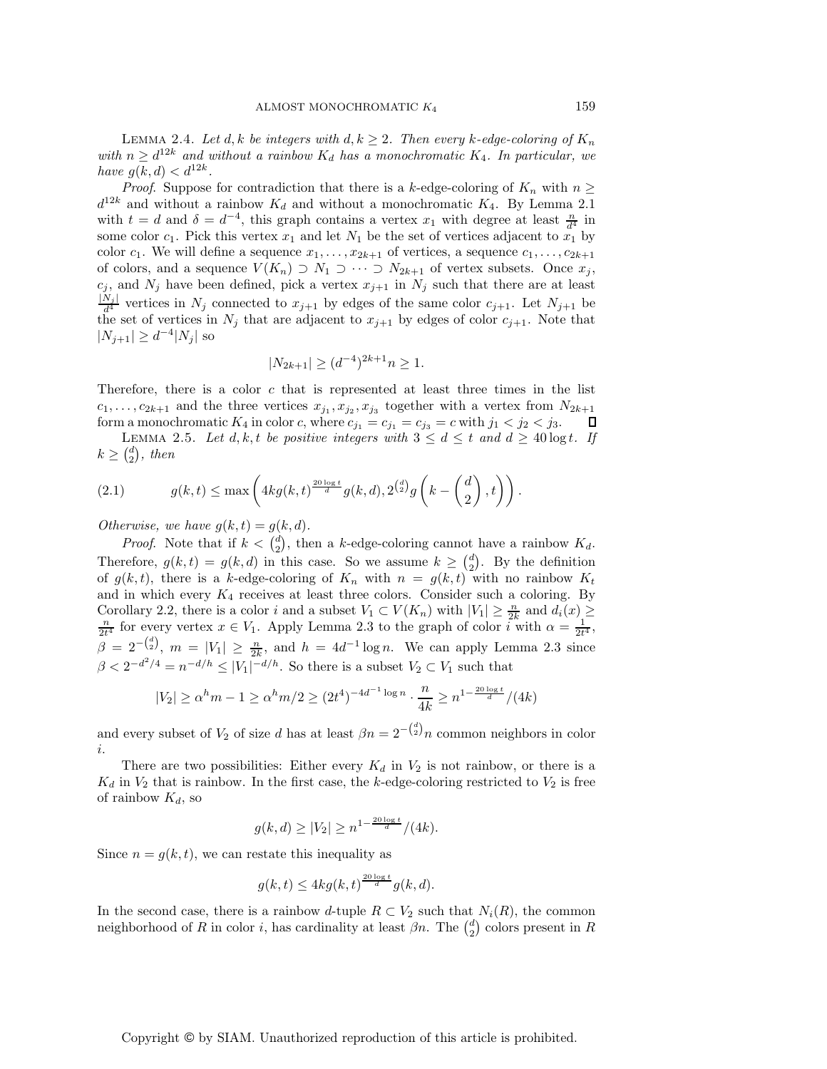Lemma 2.4. *Let $d, k$ be integers with $d, k \geq 2$. Then every $k$-edge-coloring of $K_n$ with $n \geq d^{12k}$ and without a rainbow $K_d$ has a monochromatic $K_4$. In particular, we have $g(k, d) < d^{12k}$.*

*Proof*. Suppose for contradiction that there is a $k$-edge-coloring of $K_n$ with $n \geq d^{12k}$ and without a rainbow $K_d$ and without a monochromatic $K_4$. By Lemma 2.1 with $t = d$ and $\delta = d^{-4}$, this graph contains a vertex $x_1$ with degree at least $\frac{n}{d^4}$ in some color $c_1$. Pick this vertex $x_1$ and let $N_1$ be the set of vertices adjacent to $x_1$ by color $c_1$. We will define a sequence $x_1, \ldots, x_{2k+1}$ of vertices, a sequence $c_1, \ldots, c_{2k+1}$ of colors, and a sequence $V(K_n) \supset N_1 \supset \cdots \supset N_{2k+1}$ of vertex subsets. Once $x_j$, $c_j$, and $N_j$ have been defined, pick a vertex $x_{j+1}$ in $N_j$ such that there are at least $\frac{|N_j|}{d^4}$ vertices in $N_j$ connected to $x_{j+1}$ by edges of the same color $c_{j+1}$. Let $N_{j+1}$ be the set of vertices in $N_j$ that are adjacent to $x_{j+1}$ by edges of color $c_{j+1}$. Note that $|N_{j+1}| \geq d^{-4}|N_j|$ so

$$|N_{2k+1}| \geq (d^{-4})^{2k+1}n \geq 1.$$

Therefore, there is a color $c$ that is represented at least three times in the list $c_1, \ldots, c_{2k+1}$ and the three vertices $x_{j_1}, x_{j_2}, x_{j_3}$ together with a vertex from $N_{2k+1}$ form a monochromatic $K_4$ in color $c$, where $c_{j_1} = c_{j_2} = c_{j_3} = c$ with $j_1 < j_2 < j_3$. ∎

Lemma 2.5. *Let $d, k, t$ be positive integers with $3 \leq d \leq t$ and $d \geq 40 \log t$. If $k \geq \binom{d}{2}$, then*

$$g(k,t) \leq \max\left(4kg(k,t)^{\frac{20\log t}{d}}g(k,d), 2^{\binom{d}{2}}g\left(k - \binom{d}{2}, t\right)\right). \tag{2.1}$$

*Otherwise, we have $g(k, t) = g(k, d)$.*

*Proof*. Note that if $k < \binom{d}{2}$, then a $k$-edge-coloring cannot have a rainbow $K_d$. Therefore, $g(k, t) = g(k, d)$ in this case. So we assume $k \geq \binom{d}{2}$. By the definition of $g(k, t)$, there is a $k$-edge-coloring of $K_n$ with $n = g(k, t)$ with no rainbow $K_t$ and in which every $K_4$ receives at least three colors. Consider such a coloring. By Corollary 2.2, there is a color $i$ and a subset $V_1 \subset V(K_n)$ with $|V_1| \geq \frac{n}{2k}$ and $d_i(x) \geq \frac{n}{2t^4}$ for every vertex $x \in V_1$. Apply Lemma 2.3 to the graph of color $i$ with $\alpha = \frac{1}{2t^4}$, $\beta = 2^{-\binom{d}{2}}$, $m = |V_1| \geq \frac{n}{2k}$, and $h = 4d^{-1}\log n$. We can apply Lemma 2.3 since $\beta < 2^{-d^2/4} = n^{-d/h} \leq |V_1|^{-d/h}$. So there is a subset $V_2 \subset V_1$ such that

$$|V_2| \geq \alpha^h m - 1 \geq \alpha^h m/2 \geq (2t^4)^{-4d^{-1}\log n} \cdot \frac{n}{4k} \geq n^{1-\frac{20\log t}{d}}/(4k)$$

and every subset of $V_2$ of size $d$ has at least $\beta n = 2^{-\binom{d}{2}}n$ common neighbors in color $i$.

There are two possibilities: Either every $K_d$ in $V_2$ is not rainbow, or there is a $K_d$ in $V_2$ that is rainbow. In the first case, the $k$-edge-coloring restricted to $V_2$ is free of rainbow $K_d$, so

$$g(k,d) \geq |V_2| \geq n^{1-\frac{20\log t}{d}}/(4k).$$

Since $n = g(k, t)$, we can restate this inequality as

$$g(k,t) \leq 4kg(k,t)^{\frac{20\log t}{d}}g(k,d).$$

In the second case, there is a rainbow $d$-tuple $R \subset V_2$ such that $N_i(R)$, the common neighborhood of $R$ in color $i$, has cardinality at least $\beta n$. The $\binom{d}{2}$ colors present in $R$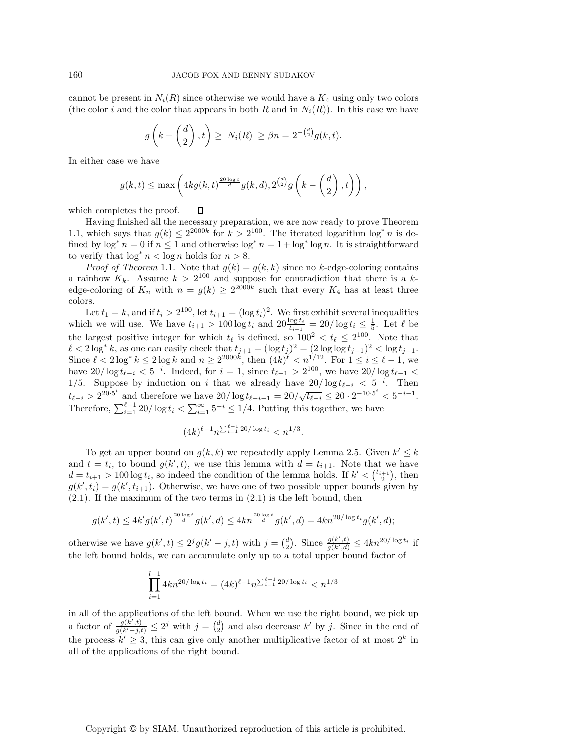cannot be present in $N_i(R)$ since otherwise we would have a $K_4$ using only two colors (the color $i$ and the color that appears in both $R$ and in $N_i(R)$). In this case we have

$$g\left(k - \binom{d}{2}, t\right) \geq |N_i(R)| \geq \beta n = 2^{-\binom{d}{2}} g(k, t).$$

In either case we have

$$g(k,t) \leq \max\left(4kg(k,t)^{\frac{20\log t}{d}} g(k,d), 2^{\binom{d}{2}} g\left(k - \binom{d}{2}, t\right)\right),$$

which completes the proof. $\square$

Having finished all the necessary preparation, we are now ready to prove Theorem 1.1, which says that $g(k) \leq 2^{2000k}$ for $k > 2^{100}$. The iterated logarithm $\log^* n$ is defined by $\log^* n = 0$ if $n \leq 1$ and otherwise $\log^* n = 1 + \log^* \log n$. It is straightforward to verify that $\log^* n < \log n$ holds for $n > 8$.

*Proof of Theorem* 1.1. Note that $g(k) = g(k,k)$ since no $k$-edge-coloring contains a rainbow $K_k$. Assume $k > 2^{100}$ and suppose for contradiction that there is a $k$-edge-coloring of $K_n$ with $n = g(k) \geq 2^{2000k}$ such that every $K_4$ has at least three colors.

Let $t_1 = k$, and if $t_i > 2^{100}$, let $t_{i+1} = (\log t_i)^2$. We first exhibit several inequalities which we will use. We have $t_{i+1} > 100 \log t_i$ and $20\frac{\log t_i}{t_{i+1}} = 20/\log t_i \leq \frac{1}{5}$. Let $\ell$ be the largest positive integer for which $t_\ell$ is defined, so $100^2 < t_\ell \leq 2^{100}$. Note that $\ell < 2\log^* k$, as one can easily check that $t_{j+1} = (\log t_j)^2 = (2\log\log t_{j-1})^2 < \log t_{j-1}$. Since $\ell < 2\log^* k \leq 2\log k$ and $n \geq 2^{2000k}$, then $(4k)^\ell < n^{1/12}$. For $1 \leq i \leq \ell - 1$, we have $20/\log t_{\ell-i} < 5^{-i}$. Indeed, for $i = 1$, since $t_{\ell-1} > 2^{100}$, we have $20/\log t_{\ell-1} < 1/5$. Suppose by induction on $i$ that we already have $20/\log t_{\ell-i} < 5^{-i}$. Then $t_{\ell-i} > 2^{20\cdot 5^i}$ and therefore we have $20/\log t_{\ell-i-1} = 20/\sqrt{t_{\ell-i}} \leq 20 \cdot 2^{-10\cdot 5^i} < 5^{-i-1}$. Therefore, $\sum_{i=1}^{\ell-1} 20/\log t_i < \sum_{i=1}^{\infty} 5^{-i} \leq 1/4$. Putting this together, we have

$$(4k)^{\ell-1} n^{\sum_{i=1}^{\ell-1} 20/\log t_i} < n^{1/3}.$$

To get an upper bound on $g(k,k)$ we repeatedly apply Lemma 2.5. Given $k' \leq k$ and $t = t_i$, to bound $g(k',t)$, we use this lemma with $d = t_{i+1}$. Note that we have $d = t_{i+1} > 100\log t_i$, so indeed the condition of the lemma holds. If $k' < \binom{t_{i+1}}{2}$, then $g(k', t_i) = g(k', t_{i+1})$. Otherwise, we have one of two possible upper bounds given by (2.1). If the maximum of the two terms in (2.1) is the left bound, then

$$g(k',t) \leq 4k' g(k',t)^{\frac{20\log t}{d}} g(k',d) \leq 4kn^{\frac{20\log t}{d}} g(k',d) = 4kn^{20/\log t_i} g(k',d);$$

otherwise we have $g(k',t) \leq 2^j g(k'-j,t)$ with $j = \binom{d}{2}$. Since $\frac{g(k',t)}{g(k',d)} \leq 4kn^{20/\log t_i}$ if the left bound holds, we can accumulate only up to a total upper bound factor of

$$\prod_{i=1}^{l-1} 4kn^{20/\log t_i} = (4k)^{\ell-1} n^{\sum_{i=1}^{\ell-1} 20/\log t_i} < n^{1/3}$$

in all of the applications of the left bound. When we use the right bound, we pick up a factor of $\frac{g(k',t)}{g(k'-j,t)} \leq 2^j$ with $j = \binom{d}{2}$ and also decrease $k'$ by $j$. Since in the end of the process $k' \geq 3$, this can give only another multiplicative factor of at most $2^k$ in all of the applications of the right bound.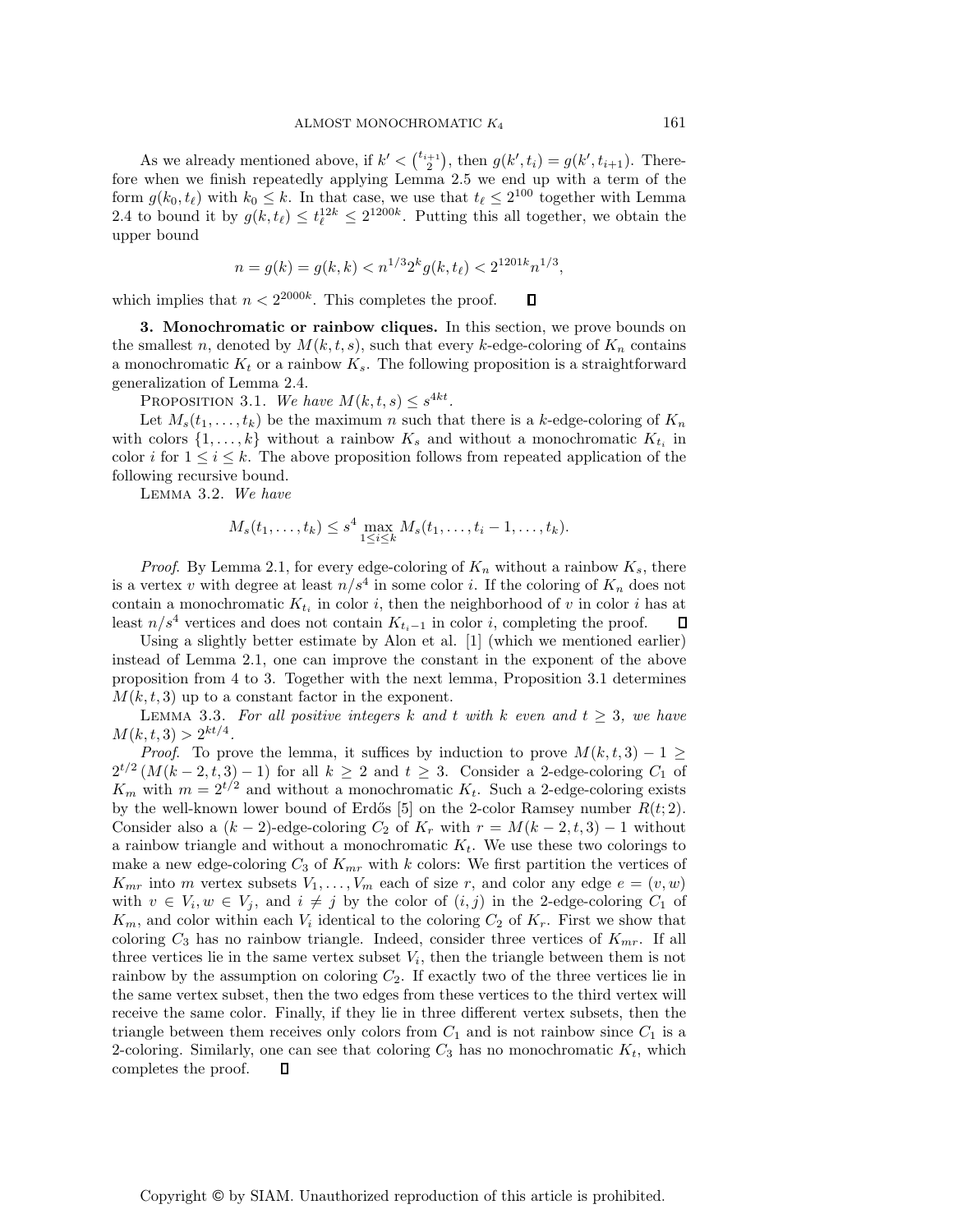As we already mentioned above, if $k' < \binom{t_{i+1}}{2}$, then $g(k', t_i) = g(k', t_{i+1})$. Therefore when we finish repeatedly applying Lemma 2.5 we end up with a term of the form $g(k_0, t_\ell)$ with $k_0 \leq k$. In that case, we use that $t_\ell \leq 2^{100}$ together with Lemma 2.4 to bound it by $g(k, t_\ell) \leq t_\ell^{12k} \leq 2^{1200k}$. Putting this all together, we obtain the upper bound

$$n = g(k) = g(k,k) < n^{1/3} 2^k g(k, t_\ell) < 2^{1201k} n^{1/3},$$

which implies that $n < 2^{2000k}$. This completes the proof. $\square$

## 3. Monochromatic or rainbow cliques.

In this section, we prove bounds on the smallest $n$, denoted by $M(k,t,s)$, such that every $k$-edge-coloring of $K_n$ contains a monochromatic $K_t$ or a rainbow $K_s$. The following proposition is a straightforward generalization of Lemma 2.4.

Proposition 3.1. *We have $M(k,t,s) \leq s^{4kt}$.*

Let $M_s(t_1, \ldots, t_k)$ be the maximum $n$ such that there is a $k$-edge-coloring of $K_n$ with colors $\{1, \ldots, k\}$ without a rainbow $K_s$ and without a monochromatic $K_{t_i}$ in color $i$ for $1 \leq i \leq k$. The above proposition follows from repeated application of the following recursive bound.

Lemma 3.2. *We have*

$$M_s(t_1, \ldots, t_k) \leq s^4 \max_{1 \leq i \leq k} M_s(t_1, \ldots, t_i - 1, \ldots, t_k).$$

*Proof.* By Lemma 2.1, for every edge-coloring of $K_n$ without a rainbow $K_s$, there is a vertex $v$ with degree at least $n/s^4$ in some color $i$. If the coloring of $K_n$ does not contain a monochromatic $K_{t_i}$ in color $i$, then the neighborhood of $v$ in color $i$ has at least $n/s^4$ vertices and does not contain $K_{t_i - 1}$ in color $i$, completing the proof. $\square$

Using a slightly better estimate by Alon et al. [1] (which we mentioned earlier) instead of Lemma 2.1, one can improve the constant in the exponent of the above proposition from 4 to 3. Together with the next lemma, Proposition 3.1 determines $M(k,t,3)$ up to a constant factor in the exponent.

Lemma 3.3. *For all positive integers $k$ and $t$ with $k$ even and $t \geq 3$, we have $M(k,t,3) > 2^{kt/4}$.*

*Proof.* To prove the lemma, it suffices by induction to prove $M(k,t,3) - 1 \geq 2^{t/2}(M(k-2,t,3) - 1)$ for all $k \geq 2$ and $t \geq 3$. Consider a 2-edge-coloring $C_1$ of $K_m$ with $m = 2^{t/2}$ and without a monochromatic $K_t$. Such a 2-edge-coloring exists by the well-known lower bound of Erdős [5] on the 2-color Ramsey number $R(t;2)$. Consider also a $(k-2)$-edge-coloring $C_2$ of $K_r$ with $r = M(k-2,t,3) - 1$ without a rainbow triangle and without a monochromatic $K_t$. We use these two colorings to make a new edge-coloring $C_3$ of $K_{mr}$ with $k$ colors: We first partition the vertices of $K_{mr}$ into $m$ vertex subsets $V_1, \ldots, V_m$ each of size $r$, and color any edge $e = (v,w)$ with $v \in V_i, w \in V_j$, and $i \neq j$ by the color of $(i,j)$ in the 2-edge-coloring $C_1$ of $K_m$, and color within each $V_i$ identical to the coloring $C_2$ of $K_r$. First we show that coloring $C_3$ has no rainbow triangle. Indeed, consider three vertices of $K_{mr}$. If all three vertices lie in the same vertex subset $V_i$, then the triangle between them is not rainbow by the assumption on coloring $C_2$. If exactly two of the three vertices lie in the same vertex subset, then the two edges from these vertices to the third vertex will receive the same color. Finally, if they lie in three different vertex subsets, then the triangle between them receives only colors from $C_1$ and is not rainbow since $C_1$ is a 2-coloring. Similarly, one can see that coloring $C_3$ has no monochromatic $K_t$, which completes the proof. $\square$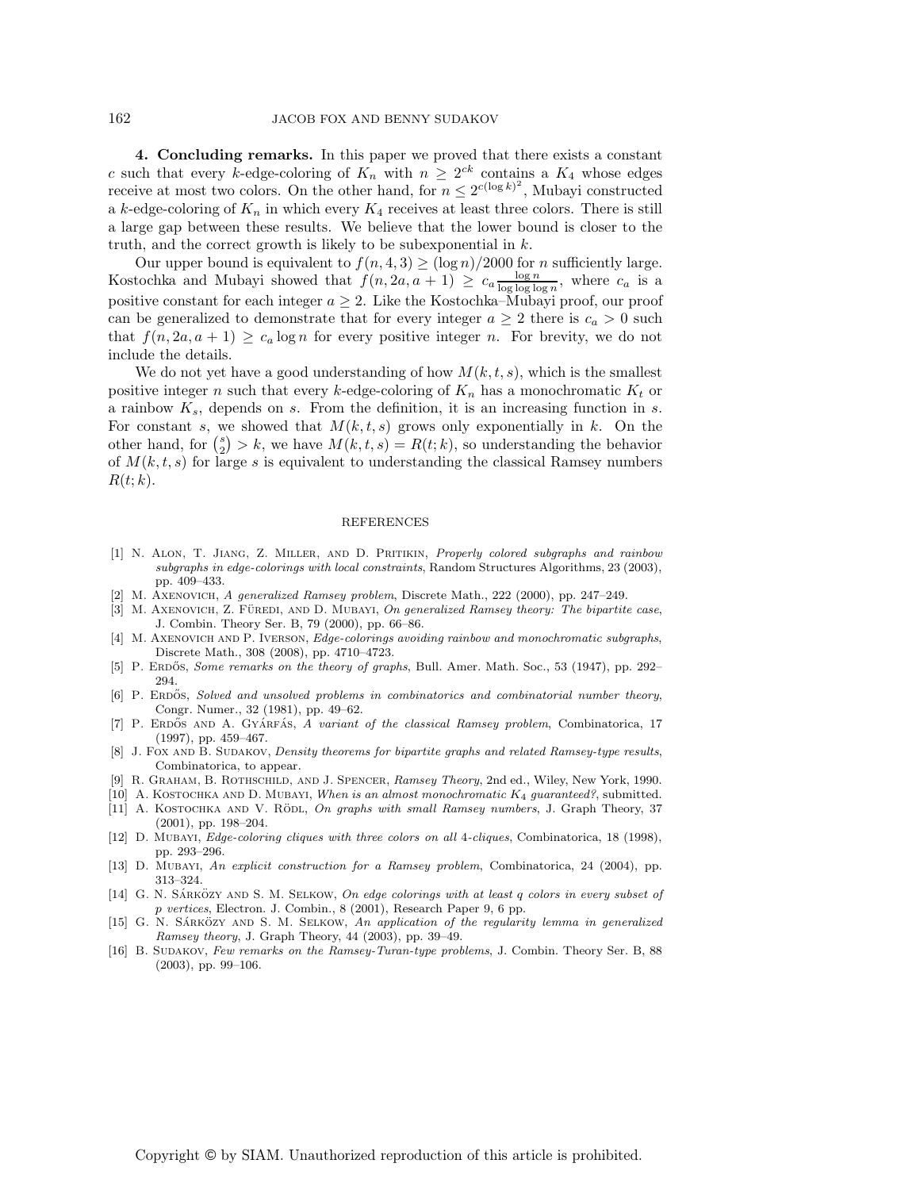**4. Concluding remarks.** In this paper we proved that there exists a constant $c$ such that every $k$-edge-coloring of $K_n$ with $n \geq 2^{ck}$ contains a $K_4$ whose edges receive at most two colors. On the other hand, for $n \leq 2^{c(\log k)^2}$, Mubayi constructed a $k$-edge-coloring of $K_n$ in which every $K_4$ receives at least three colors. There is still a large gap between these results. We believe that the lower bound is closer to the truth, and the correct growth is likely to be subexponential in $k$.

Our upper bound is equivalent to $f(n, 4, 3) \geq (\log n)/2000$ for $n$ sufficiently large. Kostochka and Mubayi showed that $f(n, 2a, a+1) \geq c_a \frac{\log n}{\log \log \log n}$, where $c_a$ is a positive constant for each integer $a \geq 2$. Like the Kostochka–Mubayi proof, our proof can be generalized to demonstrate that for every integer $a \geq 2$ there is $c_a > 0$ such that $f(n, 2a, a+1) \geq c_a \log n$ for every positive integer $n$. For brevity, we do not include the details.

We do not yet have a good understanding of how $M(k, t, s)$, which is the smallest positive integer $n$ such that every $k$-edge-coloring of $K_n$ has a monochromatic $K_t$ or a rainbow $K_s$, depends on $s$. From the definition, it is an increasing function in $s$. For constant $s$, we showed that $M(k, t, s)$ grows only exponentially in $k$. On the other hand, for $\binom{s}{2} > k$, we have $M(k, t, s) = R(t; k)$, so understanding the behavior of $M(k, t, s)$ for large $s$ is equivalent to understanding the classical Ramsey numbers $R(t; k)$.

## REFERENCES

[1] N. Alon, T. Jiang, Z. Miller, and D. Pritikin, *Properly colored subgraphs and rainbow subgraphs in edge-colorings with local constraints*, Random Structures Algorithms, 23 (2003), pp. 409–433.

[2] M. Axenovich, *A generalized Ramsey problem*, Discrete Math., 222 (2000), pp. 247–249.

[3] M. Axenovich, Z. Füredi, and D. Mubayi, *On generalized Ramsey theory: The bipartite case*, J. Combin. Theory Ser. B, 79 (2000), pp. 66–86.

[4] M. Axenovich and P. Iverson, *Edge-colorings avoiding rainbow and monochromatic subgraphs*, Discrete Math., 308 (2008), pp. 4710–4723.

[5] P. Erdős, *Some remarks on the theory of graphs*, Bull. Amer. Math. Soc., 53 (1947), pp. 292–294.

[6] P. Erdős, *Solved and unsolved problems in combinatorics and combinatorial number theory*, Congr. Numer., 32 (1981), pp. 49–62.

[7] P. Erdős and A. Gyárfás, *A variant of the classical Ramsey problem*, Combinatorica, 17 (1997), pp. 459–467.

[8] J. Fox and B. Sudakov, *Density theorems for bipartite graphs and related Ramsey-type results*, Combinatorica, to appear.

[9] R. Graham, B. Rothschild, and J. Spencer, *Ramsey Theory*, 2nd ed., Wiley, New York, 1990.

[10] A. Kostochka and D. Mubayi, *When is an almost monochromatic $K_4$ guaranteed?*, submitted.

[11] A. Kostochka and V. Rödl, *On graphs with small Ramsey numbers*, J. Graph Theory, 37 (2001), pp. 198–204.

[12] D. Mubayi, *Edge-coloring cliques with three colors on all 4-cliques*, Combinatorica, 18 (1998), pp. 293–296.

[13] D. Mubayi, *An explicit construction for a Ramsey problem*, Combinatorica, 24 (2004), pp. 313–324.

[14] G. N. Sárközy and S. M. Selkow, *On edge colorings with at least q colors in every subset of p vertices*, Electron. J. Combin., 8 (2001), Research Paper 9, 6 pp.

[15] G. N. Sárközy and S. M. Selkow, *An application of the regularity lemma in generalized Ramsey theory*, J. Graph Theory, 44 (2003), pp. 39–49.

[16] B. Sudakov, *Few remarks on the Ramsey-Turan-type problems*, J. Combin. Theory Ser. B, 88 (2003), pp. 99–106.